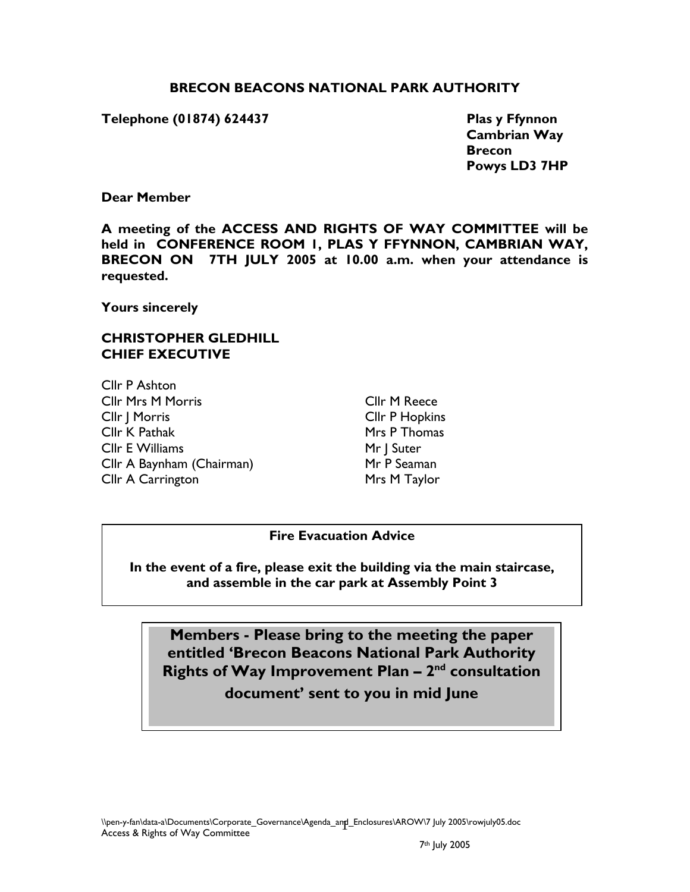**BRECON BEACONS NATIONAL PARK AUTHORITY**

**Telephone (01874) 624437**

**Plas y Ffynnon**
**Cambrian Way**
**Brecon**
**Powys LD3 7HP**

**Dear Member**

**A meeting of the ACCESS AND RIGHTS OF WAY COMMITTEE will be held in CONFERENCE ROOM 1, PLAS Y FFYNNON, CAMBRIAN WAY, BRECON ON 7TH JULY 2005 at 10.00 a.m. when your attendance is requested.**

**Yours sincerely**

**CHRISTOPHER GLEDHILL**
**CHIEF EXECUTIVE**

Cllr P Ashton
Cllr Mrs M Morris
Cllr J Morris
Cllr K Pathak
Cllr E Williams
Cllr A Baynham (Chairman)
Cllr A Carrington
Cllr M Reece
Cllr P Hopkins
Mrs P Thomas
Mr J Suter
Mr P Seaman
Mrs M Taylor

**Fire Evacuation Advice**

**In the event of a fire, please exit the building via the main staircase, and assemble in the car park at Assembly Point 3**

**Members - Please bring to the meeting the paper entitled 'Brecon Beacons National Park Authority Rights of Way Improvement Plan – 2nd consultation document' sent to you in mid June**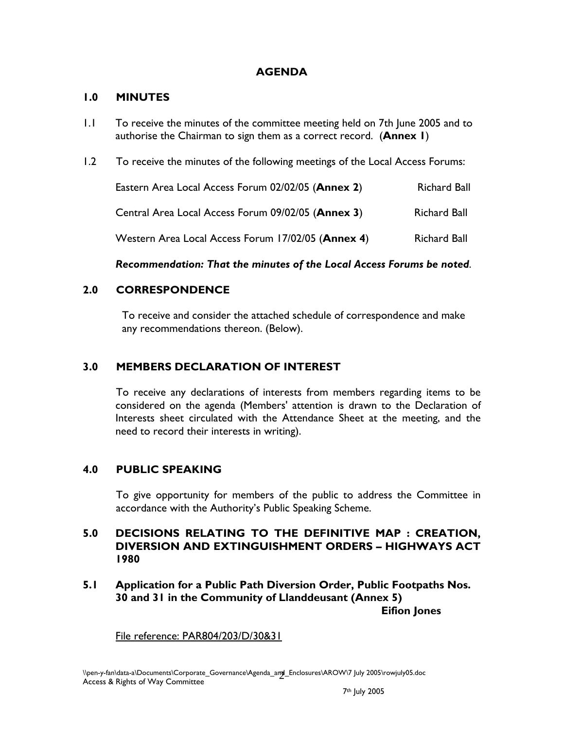# AGENDA

## 1.0 MINUTES

1.1 To receive the minutes of the committee meeting held on 7th June 2005 and to authorise the Chairman to sign them as a correct record. (**Annex 1**)

1.2 To receive the minutes of the following meetings of the Local Access Forums:

| | |
|---|---|
| Eastern Area Local Access Forum 02/02/05 (**Annex 2**) | Richard Ball |
| Central Area Local Access Forum 09/02/05 (**Annex 3**) | Richard Ball |
| Western Area Local Access Forum 17/02/05 (**Annex 4**) | Richard Ball |

***Recommendation: That the minutes of the Local Access Forums be noted*.**

## 2.0 CORRESPONDENCE

To receive and consider the attached schedule of correspondence and make any recommendations thereon. (Below).

## 3.0 MEMBERS DECLARATION OF INTEREST

To receive any declarations of interests from members regarding items to be considered on the agenda (Members' attention is drawn to the Declaration of Interests sheet circulated with the Attendance Sheet at the meeting, and the need to record their interests in writing).

## 4.0 PUBLIC SPEAKING

To give opportunity for members of the public to address the Committee in accordance with the Authority's Public Speaking Scheme.

## 5.0 DECISIONS RELATING TO THE DEFINITIVE MAP : CREATION, DIVERSION AND EXTINGUISHMENT ORDERS – HIGHWAYS ACT 1980

### 5.1 Application for a Public Path Diversion Order, Public Footpaths Nos. 30 and 31 in the Community of Llanddeusant (Annex 5)

**Eifion Jones**

File reference: PAR804/203/D/30&31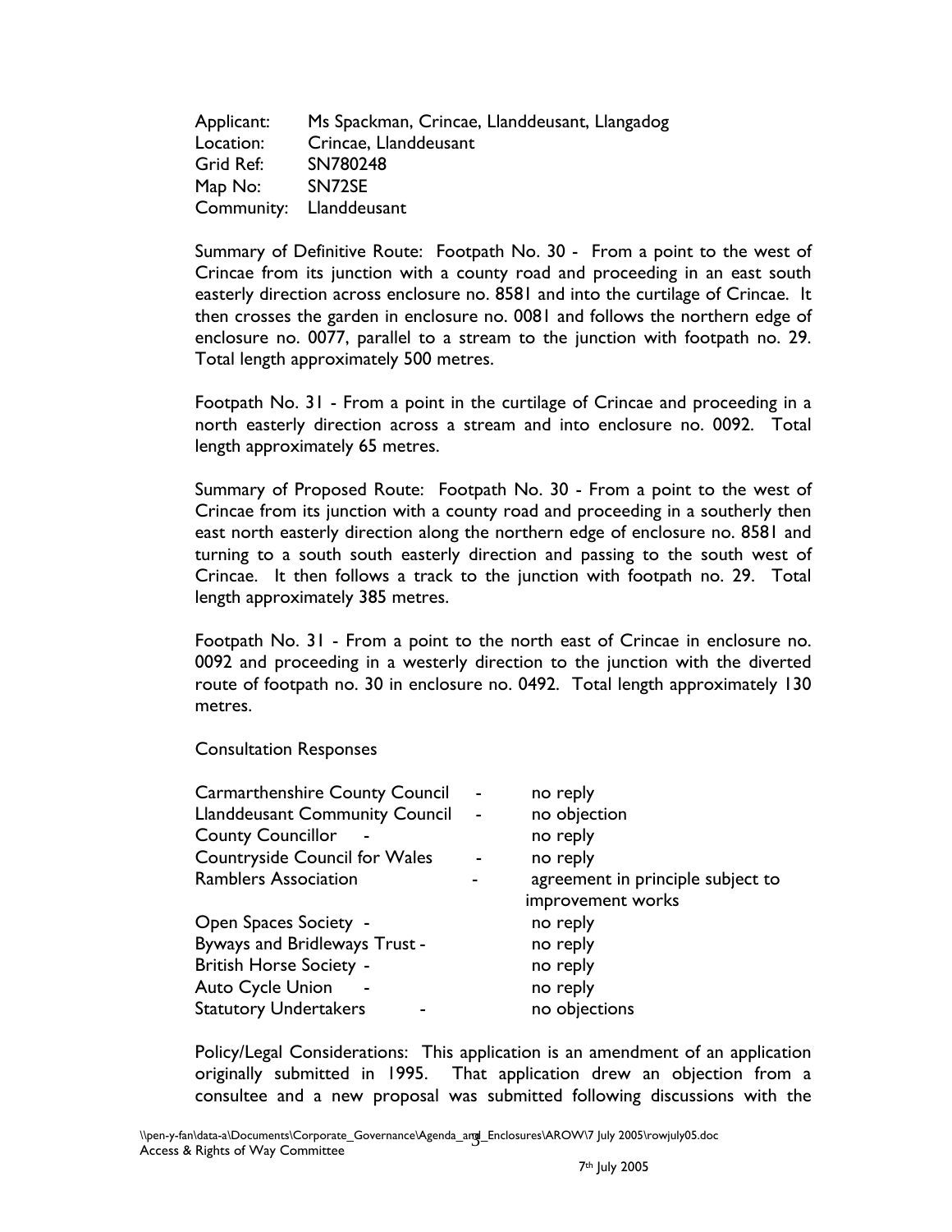Applicant: Ms Spackman, Crincae, Llanddeusant, Llangadog
Location: Crincae, Llanddeusant
Grid Ref: SN780248
Map No: SN72SE
Community: Llanddeusant

Summary of Definitive Route: Footpath No. 30 - From a point to the west of Crincae from its junction with a county road and proceeding in an east south easterly direction across enclosure no. 8581 and into the curtilage of Crincae. It then crosses the garden in enclosure no. 0081 and follows the northern edge of enclosure no. 0077, parallel to a stream to the junction with footpath no. 29. Total length approximately 500 metres.

Footpath No. 31 - From a point in the curtilage of Crincae and proceeding in a north easterly direction across a stream and into enclosure no. 0092. Total length approximately 65 metres.

Summary of Proposed Route: Footpath No. 30 - From a point to the west of Crincae from its junction with a county road and proceeding in a southerly then east north easterly direction along the northern edge of enclosure no. 8581 and turning to a south south easterly direction and passing to the south west of Crincae. It then follows a track to the junction with footpath no. 29. Total length approximately 385 metres.

Footpath No. 31 - From a point to the north east of Crincae in enclosure no. 0092 and proceeding in a westerly direction to the junction with the diverted route of footpath no. 30 in enclosure no. 0492. Total length approximately 130 metres.

Consultation Responses

| | | |
|---|---|---|
| Carmarthenshire County Council | - | no reply |
| Llanddeusant Community Council | - | no objection |
| County Councillor | - | no reply |
| Countryside Council for Wales | - | no reply |
| Ramblers Association | - | agreement in principle subject to improvement works |
| Open Spaces Society | - | no reply |
| Byways and Bridleways Trust | - | no reply |
| British Horse Society | - | no reply |
| Auto Cycle Union | - | no reply |
| Statutory Undertakers | - | no objections |

Policy/Legal Considerations: This application is an amendment of an application originally submitted in 1995. That application drew an objection from a consultee and a new proposal was submitted following discussions with the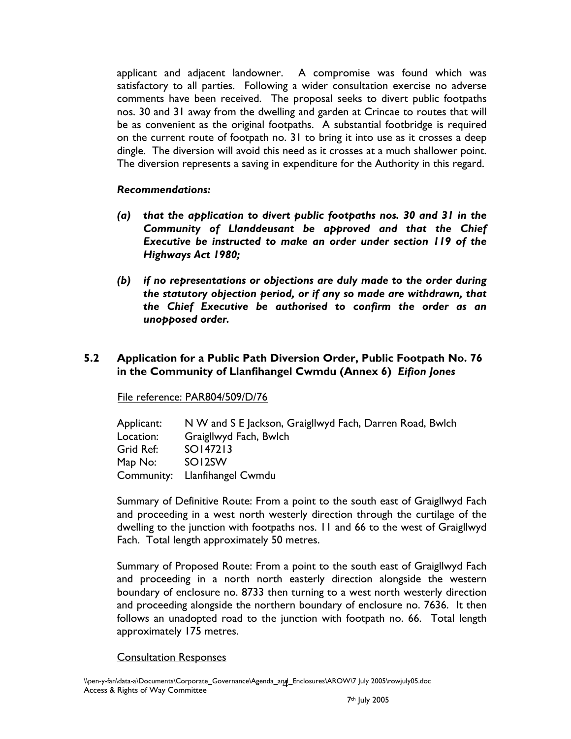applicant and adjacent landowner. A compromise was found which was satisfactory to all parties. Following a wider consultation exercise no adverse comments have been received. The proposal seeks to divert public footpaths nos. 30 and 31 away from the dwelling and garden at Crincae to routes that will be as convenient as the original footpaths. A substantial footbridge is required on the current route of footpath no. 31 to bring it into use as it crosses a deep dingle. The diversion will avoid this need as it crosses at a much shallower point. The diversion represents a saving in expenditure for the Authority in this regard.

***Recommendations:***

***(a) that the application to divert public footpaths nos. 30 and 31 in the Community of Llanddeusant be approved and that the Chief Executive be instructed to make an order under section 119 of the Highways Act 1980;***

***(b) if no representations or objections are duly made to the order during the statutory objection period, or if any so made are withdrawn, that the Chief Executive be authorised to confirm the order as an unopposed order.***

## 5.2 Application for a Public Path Diversion Order, Public Footpath No. 76 in the Community of Llanfihangel Cwmdu (Annex 6) *Eifion Jones*

File reference: PAR804/509/D/76

Applicant: N W and S E Jackson, Graigllwyd Fach, Darren Road, Bwlch
Location: Graigllwyd Fach, Bwlch
Grid Ref: SO147213
Map No: SO12SW
Community: Llanfihangel Cwmdu

Summary of Definitive Route: From a point to the south east of Graigllwyd Fach and proceeding in a west north westerly direction through the curtilage of the dwelling to the junction with footpaths nos. 11 and 66 to the west of Graigllwyd Fach. Total length approximately 50 metres.

Summary of Proposed Route: From a point to the south east of Graigllwyd Fach and proceeding in a north north easterly direction alongside the western boundary of enclosure no. 8733 then turning to a west north westerly direction and proceeding alongside the northern boundary of enclosure no. 7636. It then follows an unadopted road to the junction with footpath no. 66. Total length approximately 175 metres.

Consultation Responses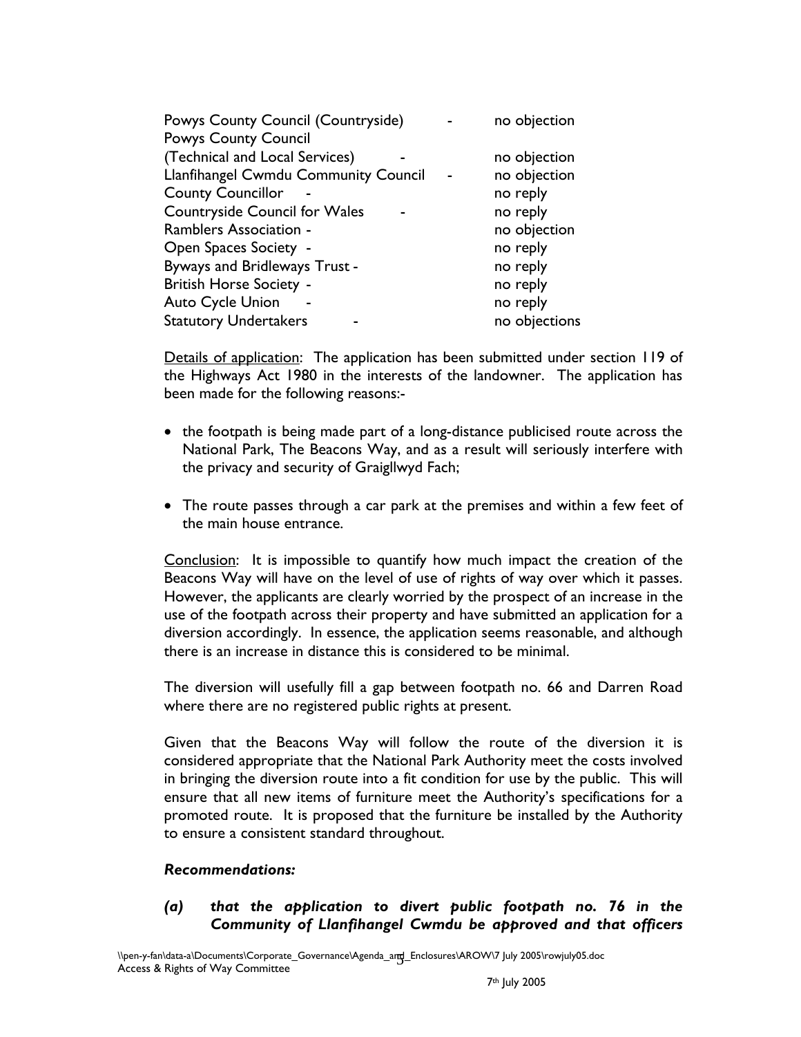| | | |
|---|---|---|
| Powys County Council (Countryside) | - | no objection |
| Powys County Council (Technical and Local Services) | - | no objection |
| Llanfihangel Cwmdu Community Council | - | no objection |
| County Councillor | - | no reply |
| Countryside Council for Wales | - | no reply |
| Ramblers Association | - | no objection |
| Open Spaces Society | - | no reply |
| Byways and Bridleways Trust | - | no reply |
| British Horse Society | - | no reply |
| Auto Cycle Union | - | no reply |
| Statutory Undertakers | - | no objections |

Details of application: The application has been submitted under section 119 of the Highways Act 1980 in the interests of the landowner. The application has been made for the following reasons:-

- the footpath is being made part of a long-distance publicised route across the National Park, The Beacons Way, and as a result will seriously interfere with the privacy and security of Graigllwyd Fach;
- The route passes through a car park at the premises and within a few feet of the main house entrance.

Conclusion: It is impossible to quantify how much impact the creation of the Beacons Way will have on the level of use of rights of way over which it passes. However, the applicants are clearly worried by the prospect of an increase in the use of the footpath across their property and have submitted an application for a diversion accordingly. In essence, the application seems reasonable, and although there is an increase in distance this is considered to be minimal.

The diversion will usefully fill a gap between footpath no. 66 and Darren Road where there are no registered public rights at present.

Given that the Beacons Way will follow the route of the diversion it is considered appropriate that the National Park Authority meet the costs involved in bringing the diversion route into a fit condition for use by the public. This will ensure that all new items of furniture meet the Authority's specifications for a promoted route. It is proposed that the furniture be installed by the Authority to ensure a consistent standard throughout.

***Recommendations:***

***(a) that the application to divert public footpath no. 76 in the Community of Llanfihangel Cwmdu be approved and that officers***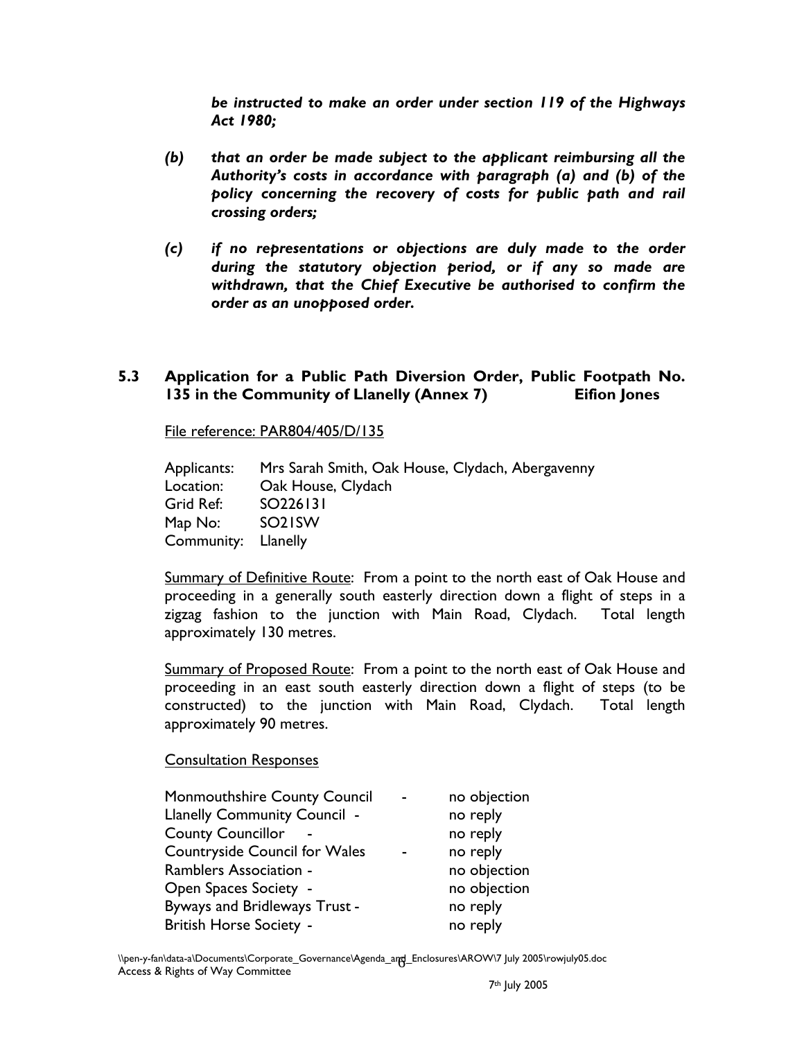*be instructed to make an order under section 119 of the Highways Act 1980;*

***(b)*** ***that an order be made subject to the applicant reimbursing all the Authority's costs in accordance with paragraph (a) and (b) of the policy concerning the recovery of costs for public path and rail crossing orders;***

***(c)*** ***if no representations or objections are duly made to the order during the statutory objection period, or if any so made are withdrawn, that the Chief Executive be authorised to confirm the order as an unopposed order.***

## 5.3 Application for a Public Path Diversion Order, Public Footpath No. 135 in the Community of Llanelly (Annex 7) Eifion Jones

File reference: PAR804/405/D/135

Applicants: Mrs Sarah Smith, Oak House, Clydach, Abergavenny
Location: Oak House, Clydach
Grid Ref: SO226131
Map No: SO21SW
Community: Llanelly

Summary of Definitive Route: From a point to the north east of Oak House and proceeding in a generally south easterly direction down a flight of steps in a zigzag fashion to the junction with Main Road, Clydach. Total length approximately 130 metres.

Summary of Proposed Route: From a point to the north east of Oak House and proceeding in an east south easterly direction down a flight of steps (to be constructed) to the junction with Main Road, Clydach. Total length approximately 90 metres.

Consultation Responses

| | |
|---|---|
| Monmouthshire County Council - | no objection |
| Llanelly Community Council - | no reply |
| County Councillor - | no reply |
| Countryside Council for Wales - | no reply |
| Ramblers Association - | no objection |
| Open Spaces Society - | no objection |
| Byways and Bridleways Trust - | no reply |
| British Horse Society - | no reply |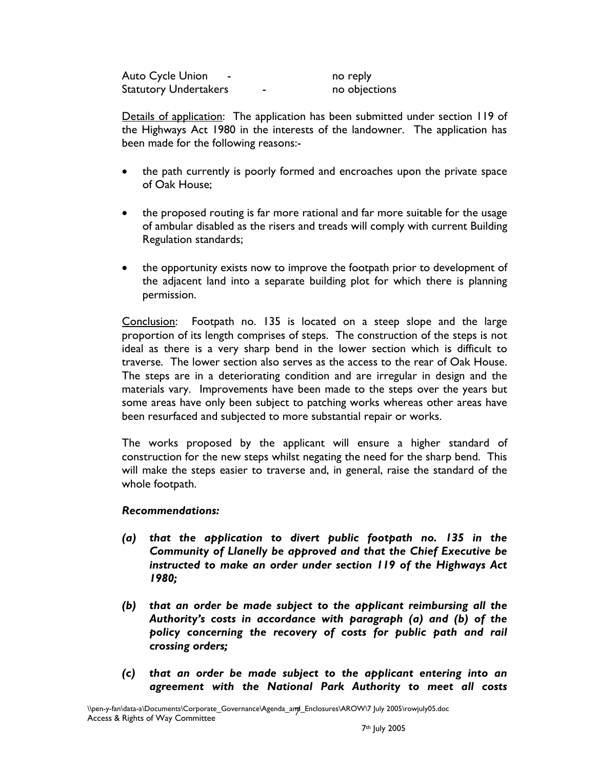| | |
|---|---|
| Auto Cycle Union - | no reply |
| Statutory Undertakers - | no objections |

Details of application: The application has been submitted under section 119 of the Highways Act 1980 in the interests of the landowner. The application has been made for the following reasons:-

- the path currently is poorly formed and encroaches upon the private space of Oak House;
- the proposed routing is far more rational and far more suitable for the usage of ambular disabled as the risers and treads will comply with current Building Regulation standards;
- the opportunity exists now to improve the footpath prior to development of the adjacent land into a separate building plot for which there is planning permission.

Conclusion: Footpath no. 135 is located on a steep slope and the large proportion of its length comprises of steps. The construction of the steps is not ideal as there is a very sharp bend in the lower section which is difficult to traverse. The lower section also serves as the access to the rear of Oak House. The steps are in a deteriorating condition and are irregular in design and the materials vary. Improvements have been made to the steps over the years but some areas have only been subject to patching works whereas other areas have been resurfaced and subjected to more substantial repair or works.

The works proposed by the applicant will ensure a higher standard of construction for the new steps whilst negating the need for the sharp bend. This will make the steps easier to traverse and, in general, raise the standard of the whole footpath.

***Recommendations:***

***(a) that the application to divert public footpath no. 135 in the Community of Llanelly be approved and that the Chief Executive be instructed to make an order under section 119 of the Highways Act 1980;***

***(b) that an order be made subject to the applicant reimbursing all the Authority's costs in accordance with paragraph (a) and (b) of the policy concerning the recovery of costs for public path and rail crossing orders;***

***(c) that an order be made subject to the applicant entering into an agreement with the National Park Authority to meet all costs***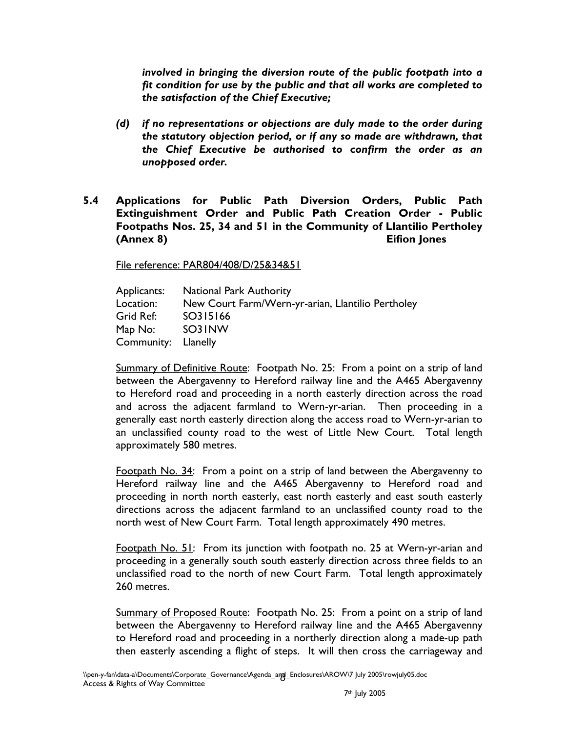*involved in bringing the diversion route of the public footpath into a fit condition for use by the public and that all works are completed to the satisfaction of the Chief Executive;*

*(d) if no representations or objections are duly made to the order during the statutory objection period, or if any so made are withdrawn, that the Chief Executive be authorised to confirm the order as an unopposed order.*

## 5.4 Applications for Public Path Diversion Orders, Public Path Extinguishment Order and Public Path Creation Order - Public Footpaths Nos. 25, 34 and 51 in the Community of Llantilio Pertholey (Annex 8) Eifion Jones

File reference: PAR804/408/D/25&34&51

Applicants: National Park Authority
Location: New Court Farm/Wern-yr-arian, Llantilio Pertholey
Grid Ref: SO315166
Map No: SO31NW
Community: Llanelly

Summary of Definitive Route: Footpath No. 25: From a point on a strip of land between the Abergavenny to Hereford railway line and the A465 Abergavenny to Hereford road and proceeding in a north easterly direction across the road and across the adjacent farmland to Wern-yr-arian. Then proceeding in a generally east north easterly direction along the access road to Wern-yr-arian to an unclassified county road to the west of Little New Court. Total length approximately 580 metres.

Footpath No. 34: From a point on a strip of land between the Abergavenny to Hereford railway line and the A465 Abergavenny to Hereford road and proceeding in north north easterly, east north easterly and east south easterly directions across the adjacent farmland to an unclassified county road to the north west of New Court Farm. Total length approximately 490 metres.

Footpath No. 51: From its junction with footpath no. 25 at Wern-yr-arian and proceeding in a generally south south easterly direction across three fields to an unclassified road to the north of new Court Farm. Total length approximately 260 metres.

Summary of Proposed Route: Footpath No. 25: From a point on a strip of land between the Abergavenny to Hereford railway line and the A465 Abergavenny to Hereford road and proceeding in a northerly direction along a made-up path then easterly ascending a flight of steps. It will then cross the carriageway and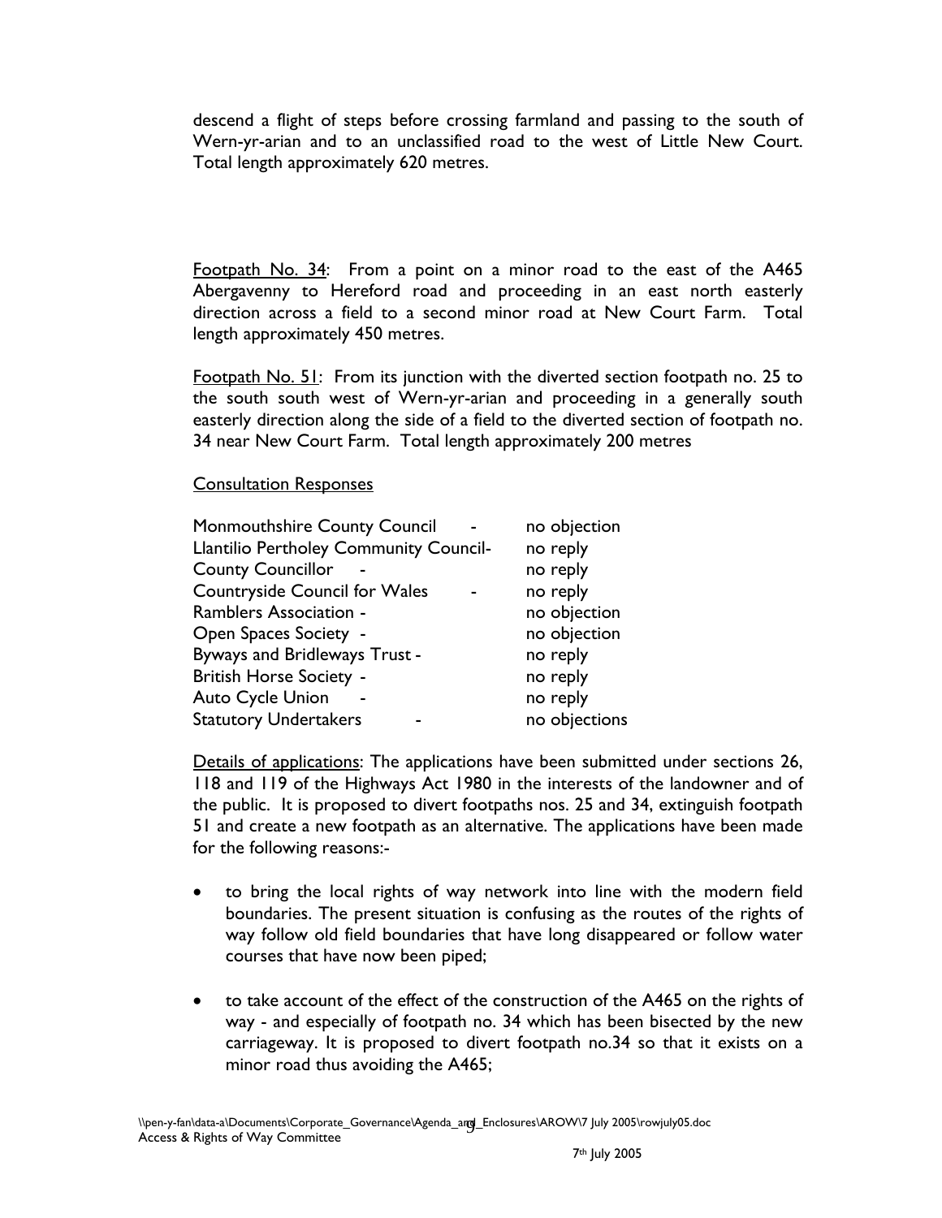descend a flight of steps before crossing farmland and passing to the south of Wern-yr-arian and to an unclassified road to the west of Little New Court. Total length approximately 620 metres.

Footpath No. 34: From a point on a minor road to the east of the A465 Abergavenny to Hereford road and proceeding in an east north easterly direction across a field to a second minor road at New Court Farm. Total length approximately 450 metres.

Footpath No. 51: From its junction with the diverted section footpath no. 25 to the south south west of Wern-yr-arian and proceeding in a generally south easterly direction along the side of a field to the diverted section of footpath no. 34 near New Court Farm. Total length approximately 200 metres

Consultation Responses

| | |
|---|---|
| Monmouthshire County Council - | no objection |
| Llantilio Pertholey Community Council- | no reply |
| County Councillor - | no reply |
| Countryside Council for Wales - | no reply |
| Ramblers Association - | no objection |
| Open Spaces Society - | no objection |
| Byways and Bridleways Trust - | no reply |
| British Horse Society - | no reply |
| Auto Cycle Union - | no reply |
| Statutory Undertakers - | no objections |

Details of applications: The applications have been submitted under sections 26, 118 and 119 of the Highways Act 1980 in the interests of the landowner and of the public. It is proposed to divert footpaths nos. 25 and 34, extinguish footpath 51 and create a new footpath as an alternative. The applications have been made for the following reasons:-

- to bring the local rights of way network into line with the modern field boundaries. The present situation is confusing as the routes of the rights of way follow old field boundaries that have long disappeared or follow water courses that have now been piped;
- to take account of the effect of the construction of the A465 on the rights of way - and especially of footpath no. 34 which has been bisected by the new carriageway. It is proposed to divert footpath no.34 so that it exists on a minor road thus avoiding the A465;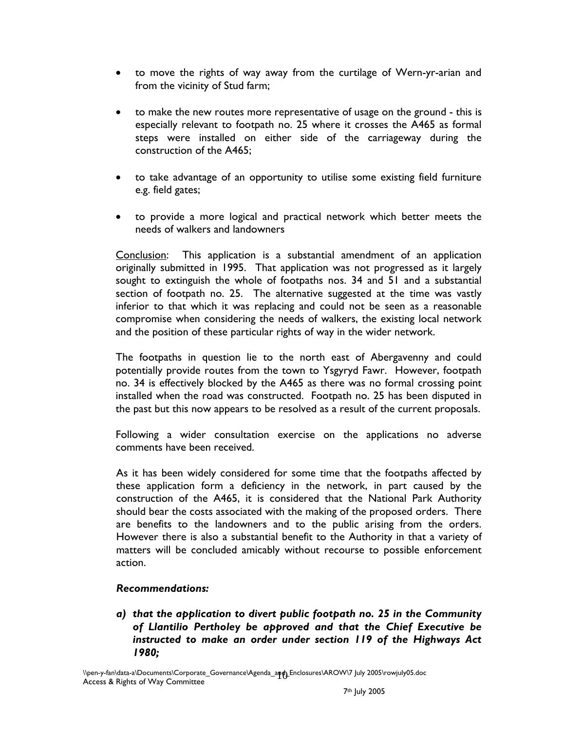- to move the rights of way away from the curtilage of Wern-yr-arian and from the vicinity of Stud farm;
- to make the new routes more representative of usage on the ground - this is especially relevant to footpath no. 25 where it crosses the A465 as formal steps were installed on either side of the carriageway during the construction of the A465;
- to take advantage of an opportunity to utilise some existing field furniture e.g. field gates;
- to provide a more logical and practical network which better meets the needs of walkers and landowners

Conclusion: This application is a substantial amendment of an application originally submitted in 1995. That application was not progressed as it largely sought to extinguish the whole of footpaths nos. 34 and 51 and a substantial section of footpath no. 25. The alternative suggested at the time was vastly inferior to that which it was replacing and could not be seen as a reasonable compromise when considering the needs of walkers, the existing local network and the position of these particular rights of way in the wider network.

The footpaths in question lie to the north east of Abergavenny and could potentially provide routes from the town to Ysgyryd Fawr. However, footpath no. 34 is effectively blocked by the A465 as there was no formal crossing point installed when the road was constructed. Footpath no. 25 has been disputed in the past but this now appears to be resolved as a result of the current proposals.

Following a wider consultation exercise on the applications no adverse comments have been received.

As it has been widely considered for some time that the footpaths affected by these application form a deficiency in the network, in part caused by the construction of the A465, it is considered that the National Park Authority should bear the costs associated with the making of the proposed orders. There are benefits to the landowners and to the public arising from the orders. However there is also a substantial benefit to the Authority in that a variety of matters will be concluded amicably without recourse to possible enforcement action.

***Recommendations:***

***a) that the application to divert public footpath no. 25 in the Community of Llantilio Pertholey be approved and that the Chief Executive be instructed to make an order under section 119 of the Highways Act 1980;***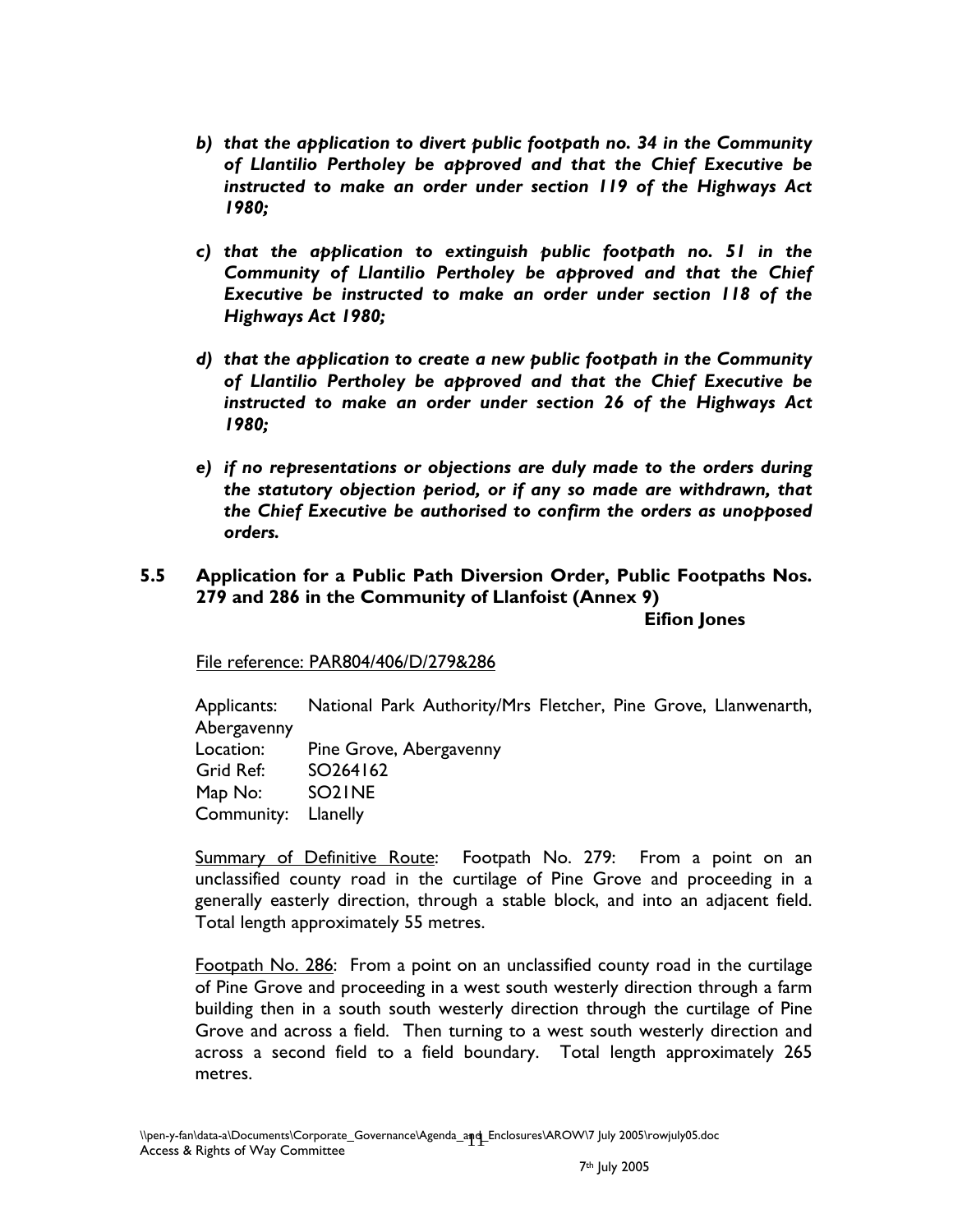***b) that the application to divert public footpath no. 34 in the Community of Llantilio Pertholey be approved and that the Chief Executive be instructed to make an order under section 119 of the Highways Act 1980;***

***c) that the application to extinguish public footpath no. 51 in the Community of Llantilio Pertholey be approved and that the Chief Executive be instructed to make an order under section 118 of the Highways Act 1980;***

***d) that the application to create a new public footpath in the Community of Llantilio Pertholey be approved and that the Chief Executive be instructed to make an order under section 26 of the Highways Act 1980;***

***e) if no representations or objections are duly made to the orders during the statutory objection period, or if any so made are withdrawn, that the Chief Executive be authorised to confirm the orders as unopposed orders.***

## 5.5 Application for a Public Path Diversion Order, Public Footpaths Nos. 279 and 286 in the Community of Llanfoist (Annex 9)

**Eifion Jones**

File reference: PAR804/406/D/279&286

Applicants: National Park Authority/Mrs Fletcher, Pine Grove, Llanwenarth, Abergavenny
Location: Pine Grove, Abergavenny
Grid Ref: SO264162
Map No: SO21NE
Community: Llanelly

Summary of Definitive Route: Footpath No. 279: From a point on an unclassified county road in the curtilage of Pine Grove and proceeding in a generally easterly direction, through a stable block, and into an adjacent field. Total length approximately 55 metres.

Footpath No. 286: From a point on an unclassified county road in the curtilage of Pine Grove and proceeding in a west south westerly direction through a farm building then in a south south westerly direction through the curtilage of Pine Grove and across a field. Then turning to a west south westerly direction and across a second field to a field boundary. Total length approximately 265 metres.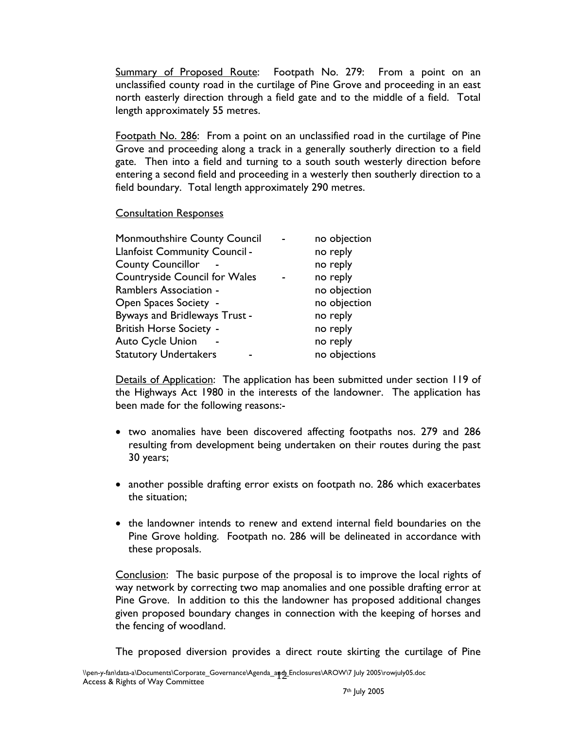Summary of Proposed Route: Footpath No. 279: From a point on an unclassified county road in the curtilage of Pine Grove and proceeding in an east north easterly direction through a field gate and to the middle of a field. Total length approximately 55 metres.

Footpath No. 286: From a point on an unclassified road in the curtilage of Pine Grove and proceeding along a track in a generally southerly direction to a field gate. Then into a field and turning to a south south westerly direction before entering a second field and proceeding in a westerly then southerly direction to a field boundary. Total length approximately 290 metres.

Consultation Responses

| | | |
|---|---|---|
| Monmouthshire County Council | - | no objection |
| Llanfoist Community Council | - | no reply |
| County Councillor | - | no reply |
| Countryside Council for Wales | - | no reply |
| Ramblers Association | - | no objection |
| Open Spaces Society | - | no objection |
| Byways and Bridleways Trust | - | no reply |
| British Horse Society | - | no reply |
| Auto Cycle Union | - | no reply |
| Statutory Undertakers | - | no objections |

Details of Application: The application has been submitted under section 119 of the Highways Act 1980 in the interests of the landowner. The application has been made for the following reasons:-

- two anomalies have been discovered affecting footpaths nos. 279 and 286 resulting from development being undertaken on their routes during the past 30 years;
- another possible drafting error exists on footpath no. 286 which exacerbates the situation;
- the landowner intends to renew and extend internal field boundaries on the Pine Grove holding. Footpath no. 286 will be delineated in accordance with these proposals.

Conclusion: The basic purpose of the proposal is to improve the local rights of way network by correcting two map anomalies and one possible drafting error at Pine Grove. In addition to this the landowner has proposed additional changes given proposed boundary changes in connection with the keeping of horses and the fencing of woodland.

The proposed diversion provides a direct route skirting the curtilage of Pine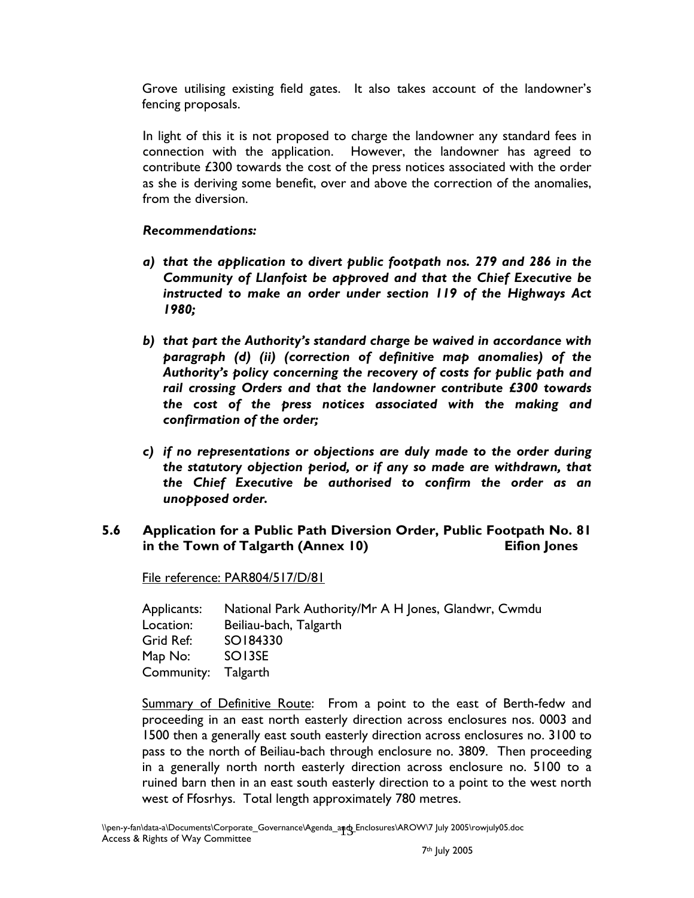Grove utilising existing field gates. It also takes account of the landowner's fencing proposals.

In light of this it is not proposed to charge the landowner any standard fees in connection with the application. However, the landowner has agreed to contribute £300 towards the cost of the press notices associated with the order as she is deriving some benefit, over and above the correction of the anomalies, from the diversion.

***Recommendations:***

***a) that the application to divert public footpath nos. 279 and 286 in the Community of Llanfoist be approved and that the Chief Executive be instructed to make an order under section 119 of the Highways Act 1980;***

***b) that part the Authority's standard charge be waived in accordance with paragraph (d) (ii) (correction of definitive map anomalies) of the Authority's policy concerning the recovery of costs for public path and rail crossing Orders and that the landowner contribute £300 towards the cost of the press notices associated with the making and confirmation of the order;***

***c) if no representations or objections are duly made to the order during the statutory objection period, or if any so made are withdrawn, that the Chief Executive be authorised to confirm the order as an unopposed order.***

## 5.6 Application for a Public Path Diversion Order, Public Footpath No. 81 in the Town of Talgarth (Annex 10) — Eifion Jones

File reference: PAR804/517/D/81

Applicants: National Park Authority/Mr A H Jones, Glandwr, Cwmdu
Location: Beiliau-bach, Talgarth
Grid Ref: SO184330
Map No: SO13SE
Community: Talgarth

Summary of Definitive Route: From a point to the east of Berth-fedw and proceeding in an east north easterly direction across enclosures nos. 0003 and 1500 then a generally east south easterly direction across enclosures no. 3100 to pass to the north of Beiliau-bach through enclosure no. 3809. Then proceeding in a generally north north easterly direction across enclosure no. 5100 to a ruined barn then in an east south easterly direction to a point to the west north west of Ffosrhys. Total length approximately 780 metres.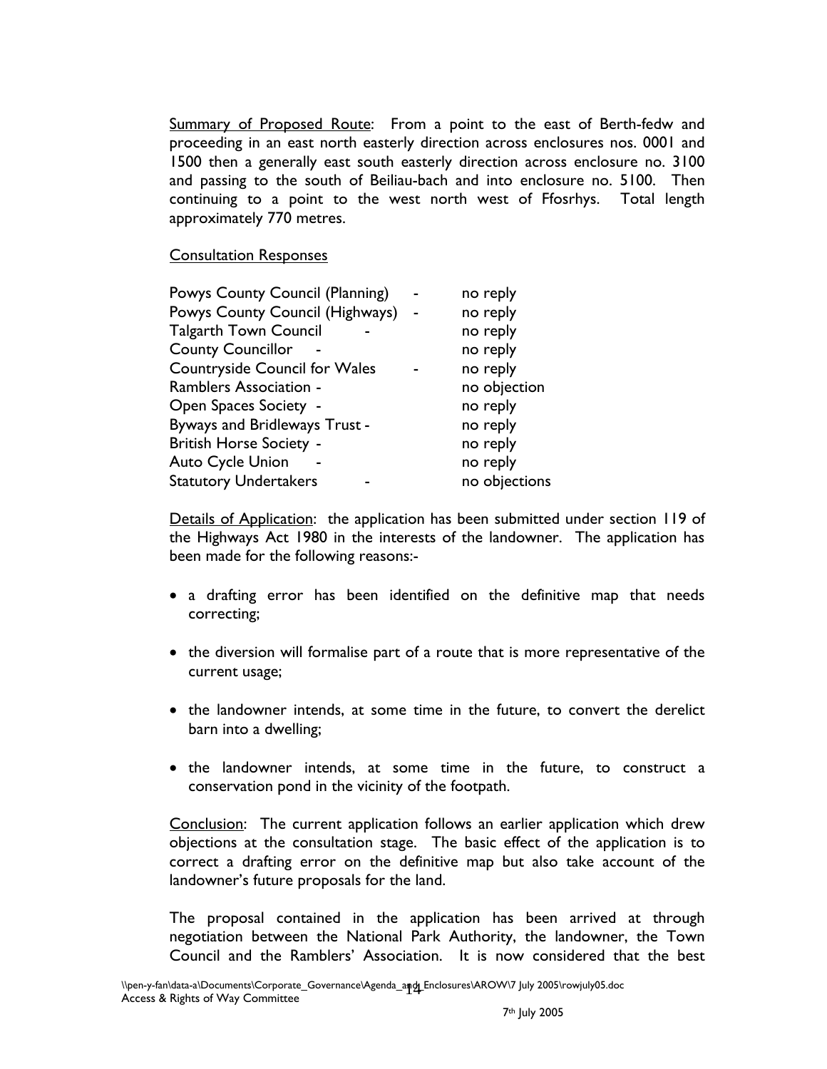Summary of Proposed Route: From a point to the east of Berth-fedw and proceeding in an east north easterly direction across enclosures nos. 0001 and 1500 then a generally east south easterly direction across enclosure no. 3100 and passing to the south of Beiliau-bach and into enclosure no. 5100. Then continuing to a point to the west north west of Ffosrhys. Total length approximately 770 metres.

Consultation Responses

| | |
|---|---|
| Powys County Council (Planning) - | no reply |
| Powys County Council (Highways) - | no reply |
| Talgarth Town Council - | no reply |
| County Councillor - | no reply |
| Countryside Council for Wales - | no reply |
| Ramblers Association - | no objection |
| Open Spaces Society - | no reply |
| Byways and Bridleways Trust - | no reply |
| British Horse Society - | no reply |
| Auto Cycle Union - | no reply |
| Statutory Undertakers - | no objections |

Details of Application: the application has been submitted under section 119 of the Highways Act 1980 in the interests of the landowner. The application has been made for the following reasons:-

- a drafting error has been identified on the definitive map that needs correcting;
- the diversion will formalise part of a route that is more representative of the current usage;
- the landowner intends, at some time in the future, to convert the derelict barn into a dwelling;
- the landowner intends, at some time in the future, to construct a conservation pond in the vicinity of the footpath.

Conclusion: The current application follows an earlier application which drew objections at the consultation stage. The basic effect of the application is to correct a drafting error on the definitive map but also take account of the landowner's future proposals for the land.

The proposal contained in the application has been arrived at through negotiation between the National Park Authority, the landowner, the Town Council and the Ramblers' Association. It is now considered that the best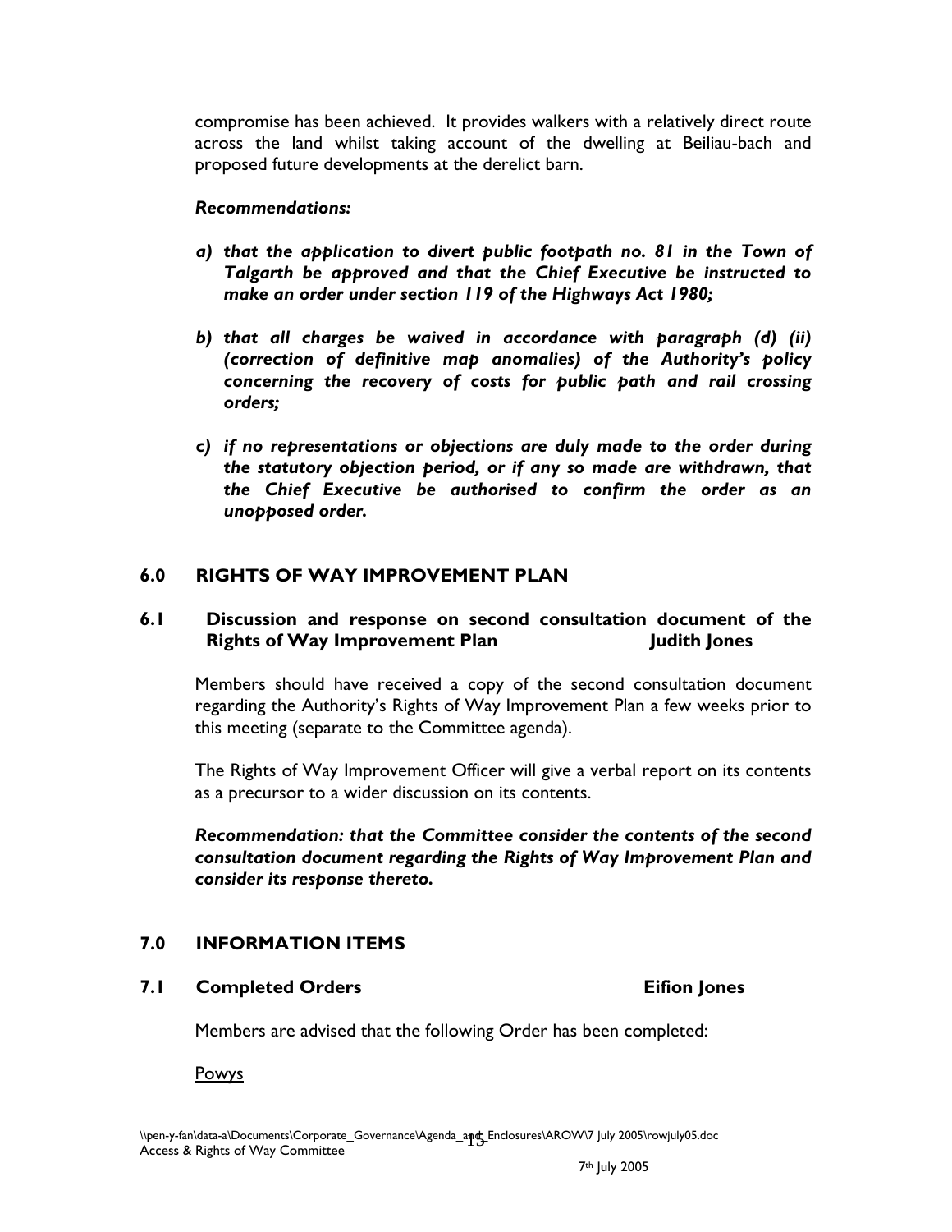compromise has been achieved. It provides walkers with a relatively direct route across the land whilst taking account of the dwelling at Beiliau-bach and proposed future developments at the derelict barn.

***Recommendations:***

- ***a) that the application to divert public footpath no. 81 in the Town of Talgarth be approved and that the Chief Executive be instructed to make an order under section 119 of the Highways Act 1980;***
- ***b) that all charges be waived in accordance with paragraph (d) (ii) (correction of definitive map anomalies) of the Authority's policy concerning the recovery of costs for public path and rail crossing orders;***
- ***c) if no representations or objections are duly made to the order during the statutory objection period, or if any so made are withdrawn, that the Chief Executive be authorised to confirm the order as an unopposed order.***

## 6.0 RIGHTS OF WAY IMPROVEMENT PLAN

### 6.1 Discussion and response on second consultation document of the Rights of Way Improvement Plan — Judith Jones

Members should have received a copy of the second consultation document regarding the Authority's Rights of Way Improvement Plan a few weeks prior to this meeting (separate to the Committee agenda).

The Rights of Way Improvement Officer will give a verbal report on its contents as a precursor to a wider discussion on its contents.

***Recommendation: that the Committee consider the contents of the second consultation document regarding the Rights of Way Improvement Plan and consider its response thereto.***

## 7.0 INFORMATION ITEMS

### 7.1 Completed Orders — Eifion Jones

Members are advised that the following Order has been completed:

Powys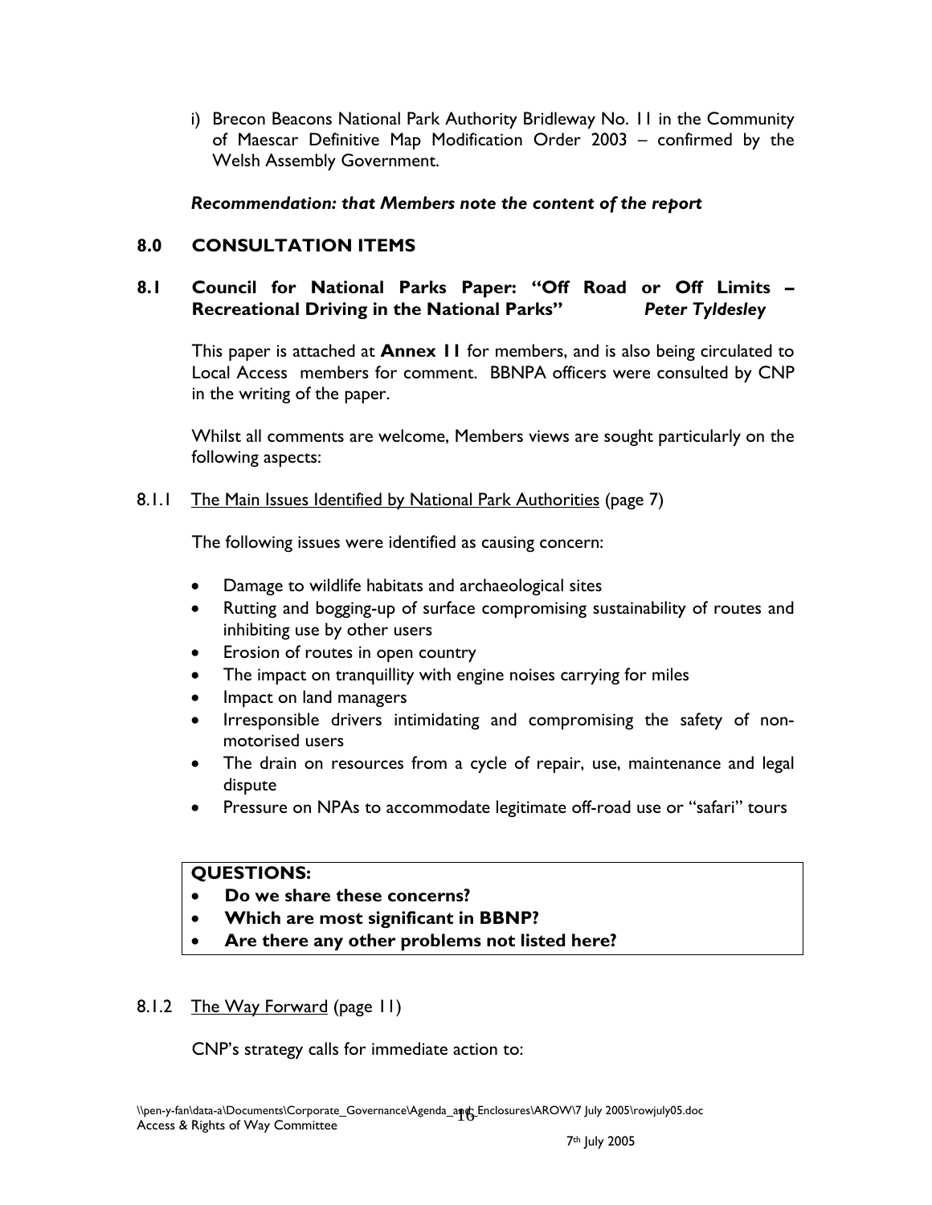i) Brecon Beacons National Park Authority Bridleway No. 11 in the Community of Maescar Definitive Map Modification Order 2003 – confirmed by the Welsh Assembly Government.

***Recommendation: that Members note the content of the report***

## 8.0 CONSULTATION ITEMS

### 8.1 Council for National Parks Paper: "Off Road or Off Limits – Recreational Driving in the National Parks" *Peter Tyldesley*

This paper is attached at **Annex 11** for members, and is also being circulated to Local Access members for comment. BBNPA officers were consulted by CNP in the writing of the paper.

Whilst all comments are welcome, Members views are sought particularly on the following aspects:

8.1.1 <u>The Main Issues Identified by National Park Authorities</u> (page 7)

The following issues were identified as causing concern:

- Damage to wildlife habitats and archaeological sites
- Rutting and bogging-up of surface compromising sustainability of routes and inhibiting use by other users
- Erosion of routes in open country
- The impact on tranquillity with engine noises carrying for miles
- Impact on land managers
- Irresponsible drivers intimidating and compromising the safety of non-motorised users
- The drain on resources from a cycle of repair, use, maintenance and legal dispute
- Pressure on NPAs to accommodate legitimate off-road use or "safari" tours

**QUESTIONS:**

- **Do we share these concerns?**
- **Which are most significant in BBNP?**
- **Are there any other problems not listed here?**

8.1.2 <u>The Way Forward</u> (page 11)

CNP's strategy calls for immediate action to: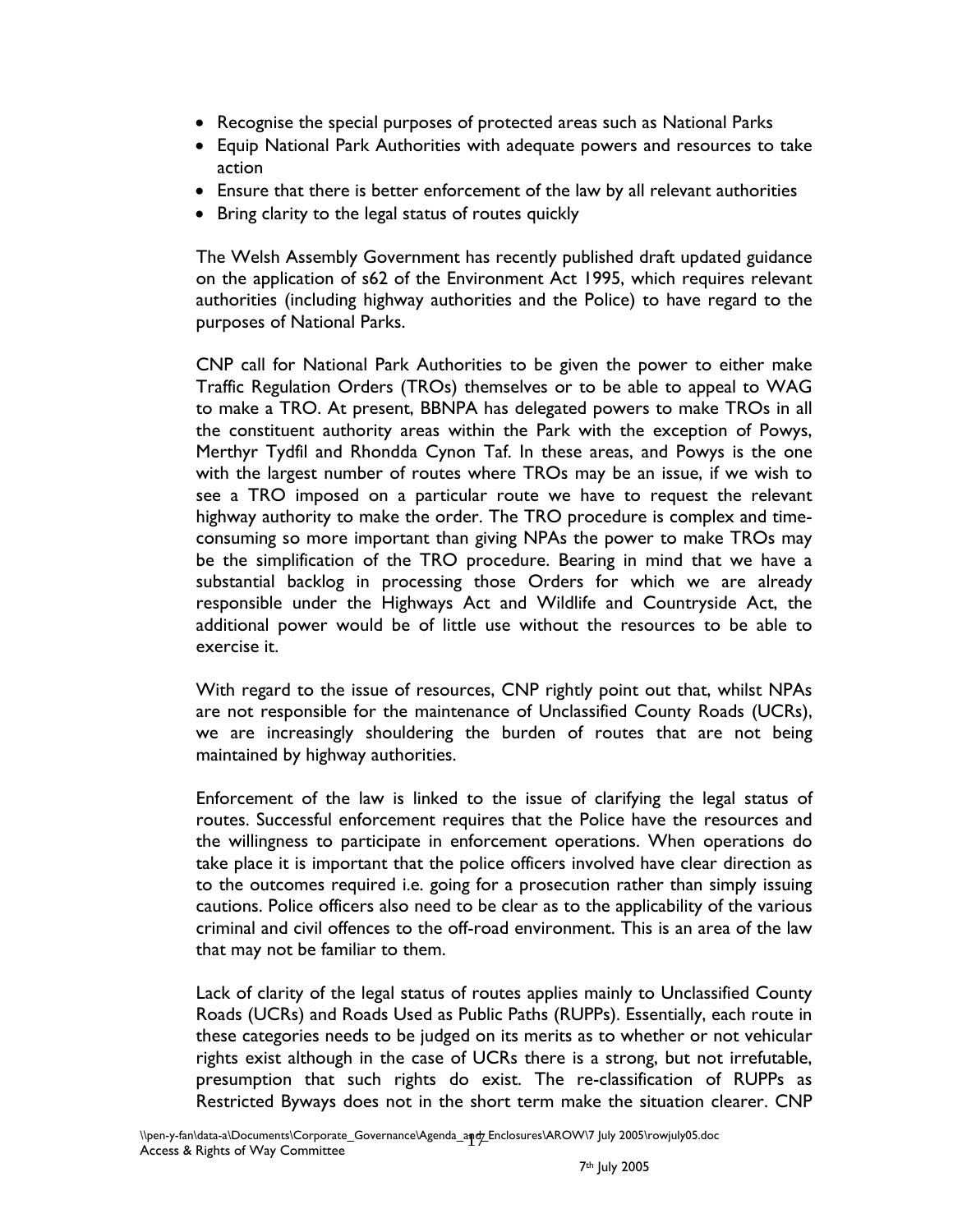- Recognise the special purposes of protected areas such as National Parks
- Equip National Park Authorities with adequate powers and resources to take action
- Ensure that there is better enforcement of the law by all relevant authorities
- Bring clarity to the legal status of routes quickly

The Welsh Assembly Government has recently published draft updated guidance on the application of s62 of the Environment Act 1995, which requires relevant authorities (including highway authorities and the Police) to have regard to the purposes of National Parks.

CNP call for National Park Authorities to be given the power to either make Traffic Regulation Orders (TROs) themselves or to be able to appeal to WAG to make a TRO. At present, BBNPA has delegated powers to make TROs in all the constituent authority areas within the Park with the exception of Powys, Merthyr Tydfil and Rhondda Cynon Taf. In these areas, and Powys is the one with the largest number of routes where TROs may be an issue, if we wish to see a TRO imposed on a particular route we have to request the relevant highway authority to make the order. The TRO procedure is complex and time-consuming so more important than giving NPAs the power to make TROs may be the simplification of the TRO procedure. Bearing in mind that we have a substantial backlog in processing those Orders for which we are already responsible under the Highways Act and Wildlife and Countryside Act, the additional power would be of little use without the resources to be able to exercise it.

With regard to the issue of resources, CNP rightly point out that, whilst NPAs are not responsible for the maintenance of Unclassified County Roads (UCRs), we are increasingly shouldering the burden of routes that are not being maintained by highway authorities.

Enforcement of the law is linked to the issue of clarifying the legal status of routes. Successful enforcement requires that the Police have the resources and the willingness to participate in enforcement operations. When operations do take place it is important that the police officers involved have clear direction as to the outcomes required i.e. going for a prosecution rather than simply issuing cautions. Police officers also need to be clear as to the applicability of the various criminal and civil offences to the off-road environment. This is an area of the law that may not be familiar to them.

Lack of clarity of the legal status of routes applies mainly to Unclassified County Roads (UCRs) and Roads Used as Public Paths (RUPPs). Essentially, each route in these categories needs to be judged on its merits as to whether or not vehicular rights exist although in the case of UCRs there is a strong, but not irrefutable, presumption that such rights do exist. The re-classification of RUPPs as Restricted Byways does not in the short term make the situation clearer. CNP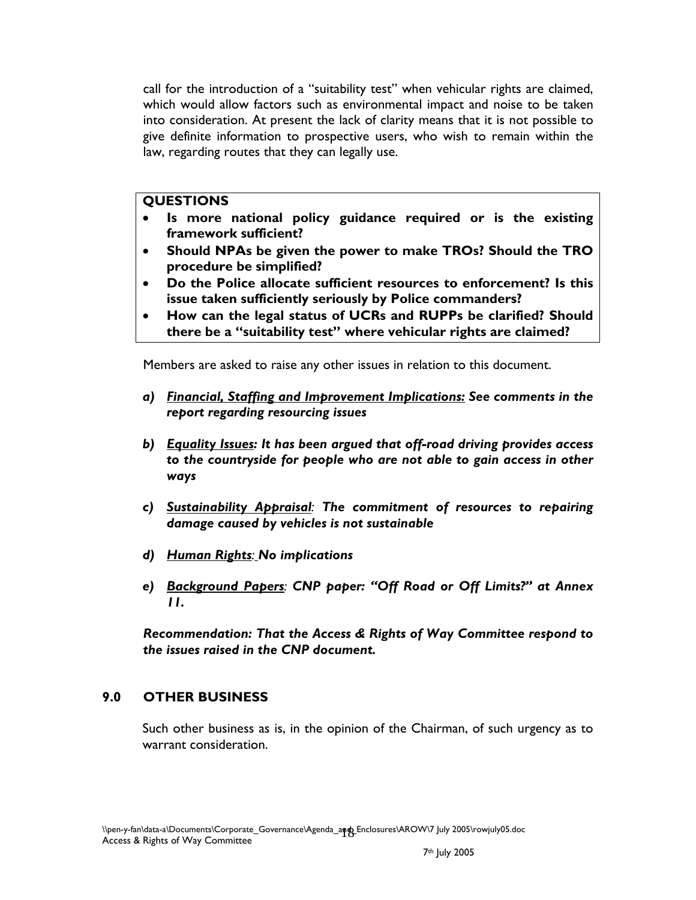call for the introduction of a "suitability test" when vehicular rights are claimed, which would allow factors such as environmental impact and noise to be taken into consideration. At present the lack of clarity means that it is not possible to give definite information to prospective users, who wish to remain within the law, regarding routes that they can legally use.

**QUESTIONS**

- **Is more national policy guidance required or is the existing framework sufficient?**
- **Should NPAs be given the power to make TROs? Should the TRO procedure be simplified?**
- **Do the Police allocate sufficient resources to enforcement? Is this issue taken sufficiently seriously by Police commanders?**
- **How can the legal status of UCRs and RUPPs be clarified? Should there be a "suitability test" where vehicular rights are claimed?**

Members are asked to raise any other issues in relation to this document.

*a)* ***Financial, Staffing and Improvement Implications:*** ***See comments in the report regarding resourcing issues***

*b)* ***Equality Issues:*** ***It has been argued that off-road driving provides access to the countryside for people who are not able to gain access in other ways***

*c)* ***Sustainability Appraisal:*** ***The commitment of resources to repairing damage caused by vehicles is not sustainable***

*d)* ***Human Rights:*** ***No implications***

*e)* ***Background Papers:*** ***CNP paper: "Off Road or Off Limits?" at Annex 11.***

***Recommendation: That the Access & Rights of Way Committee respond to the issues raised in the CNP document.***

## 9.0 OTHER BUSINESS

Such other business as is, in the opinion of the Chairman, of such urgency as to warrant consideration.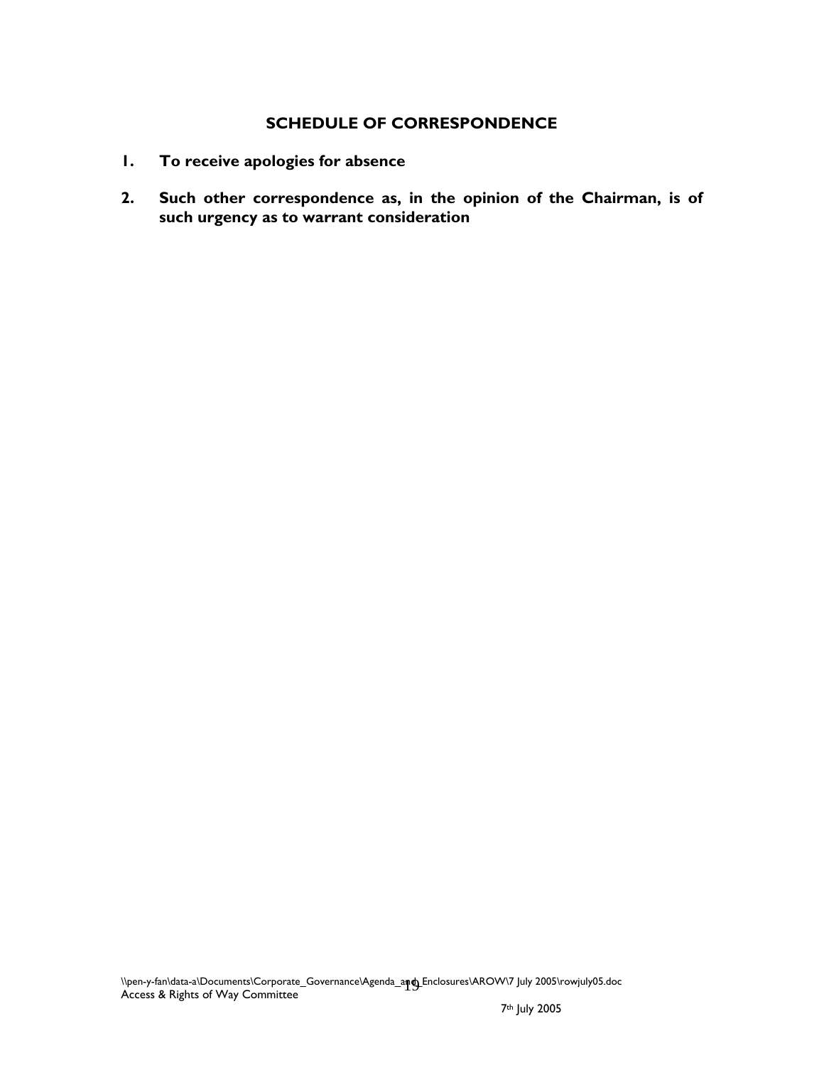## SCHEDULE OF CORRESPONDENCE

1. **To receive apologies for absence**

2. **Such other correspondence as, in the opinion of the Chairman, is of such urgency as to warrant consideration**